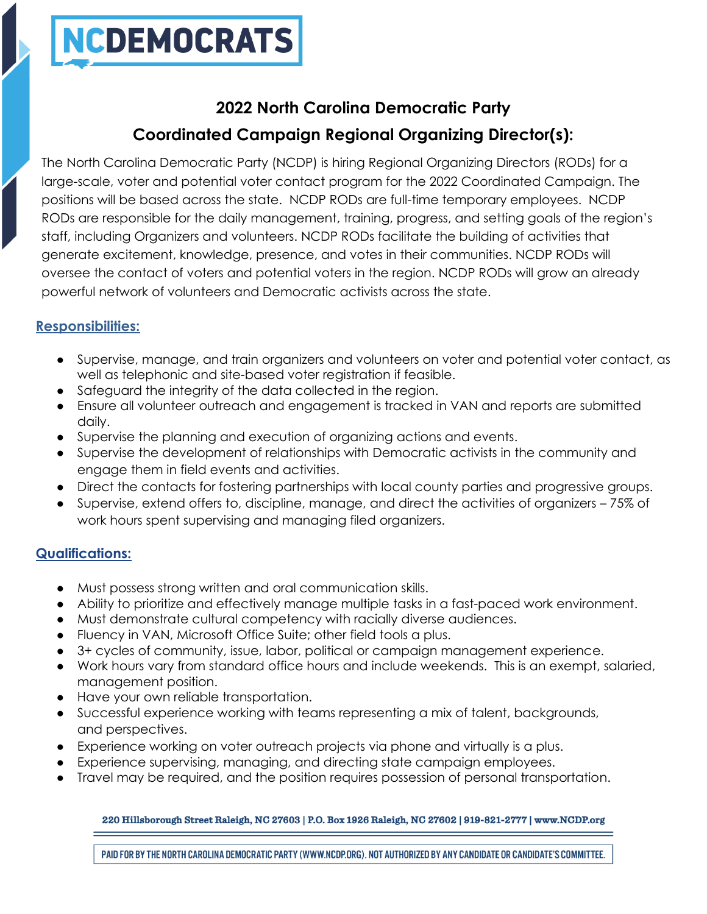NCDEMOCRATS

## 2022 North Carolina Democratic Party

## Coordinated Campaign Regional Organizing Director(s):

The North Carolina Democratic Party (NCDP) is hiring Regional Organizing Directors (RODs) for a large-scale, voter and potential voter contact program for the 2022 Coordinated Campaign. The positions will be based across the state. NCDP RODs are full-time temporary employees. NCDP RODs are responsible for the daily management, training, progress, and setting goals of the region's staff, including Organizers and volunteers. NCDP RODs facilitate the building of activities that generate excitement, knowledge, presence, and votes in their communities. NCDP RODs will oversee the contact of voters and potential voters in the region. NCDP RODs will grow an already powerful network of volunteers and Democratic activists across the state.

### Responsibilities:

- Supervise, manage, and train organizers and volunteers on voter and potential voter contact, as well as telephonic and site-based voter registration if feasible.
- Safeguard the integrity of the data collected in the region.
- Ensure all volunteer outreach and engagement is tracked in VAN and reports are submitted daily.
- Supervise the planning and execution of organizing actions and events.
- Supervise the development of relationships with Democratic activists in the community and engage them in field events and activities.
- Direct the contacts for fostering partnerships with local county parties and progressive groups.
- Supervise, extend offers to, discipline, manage, and direct the activities of organizers – 75% of work hours spent supervising and managing filed organizers.

### Qualifications:

- Must possess strong written and oral communication skills.
- Ability to prioritize and effectively manage multiple tasks in a fast-paced work environment.
- Must demonstrate cultural competency with racially diverse audiences.
- Fluency in VAN, Microsoft Office Suite; other field tools a plus.
- 3+ cycles of community, issue, labor, political or campaign management experience.
- Work hours vary from standard office hours and include weekends. This is an exempt, salaried, management position.
- Have your own reliable transportation.
- Successful experience working with teams representing a mix of talent, backgrounds, and perspectives.
- Experience working on voter outreach projects via phone and virtually is a plus.
- Experience supervising, managing, and directing state campaign employees.
- Travel may be required, and the position requires possession of personal transportation.

220 Hillsborough Street Raleigh, NC 27603 | P.O. Box 1926 Raleigh, NC 27602 | 919-821-2777 | www.NCDP.org

PAID FOR BY THE NORTH CAROLINA DEMOCRATIC PARTY (WWW.NCDP.ORG). NOT AUTHORIZED BY ANY CANDIDATE OR CANDIDATE'S COMMITTEE.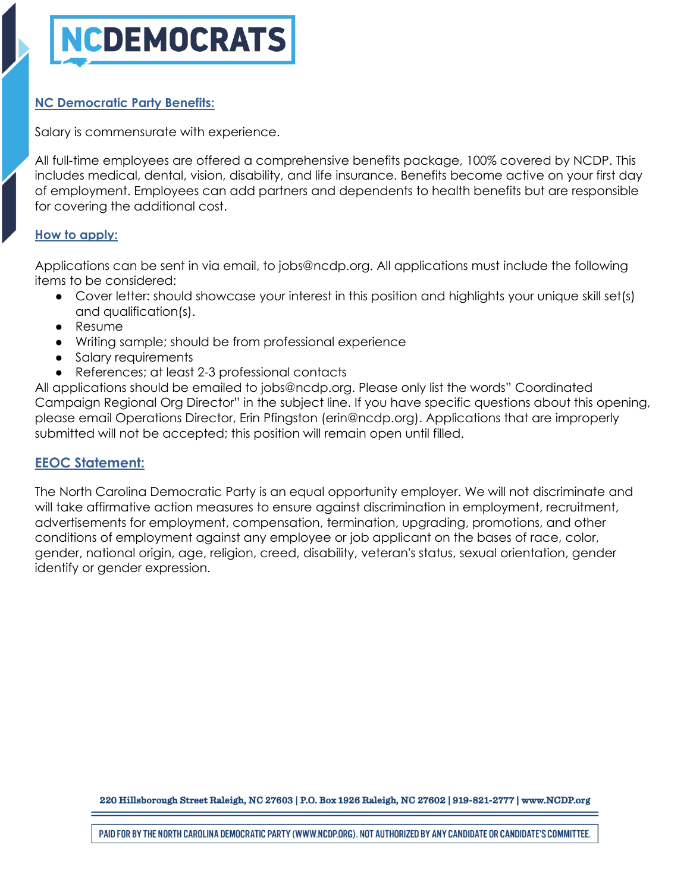NCDEMOCRATS

## NC Democratic Party Benefits:

Salary is commensurate with experience.

All full-time employees are offered a comprehensive benefits package, 100% covered by NCDP. This includes medical, dental, vision, disability, and life insurance. Benefits become active on your first day of employment. Employees can add partners and dependents to health benefits but are responsible for covering the additional cost.

## How to apply:

Applications can be sent in via email, to jobs@ncdp.org. All applications must include the following items to be considered:

- Cover letter: should showcase your interest in this position and highlights your unique skill set(s) and qualification(s).
- Resume
- Writing sample; should be from professional experience
- Salary requirements
- References; at least 2-3 professional contacts

All applications should be emailed to jobs@ncdp.org. Please only list the words" Coordinated Campaign Regional Org Director" in the subject line. If you have specific questions about this opening, please email Operations Director, Erin Pfingston (erin@ncdp.org). Applications that are improperly submitted will not be accepted; this position will remain open until filled.

## EEOC Statement:

The North Carolina Democratic Party is an equal opportunity employer. We will not discriminate and will take affirmative action measures to ensure against discrimination in employment, recruitment, advertisements for employment, compensation, termination, upgrading, promotions, and other conditions of employment against any employee or job applicant on the bases of race, color, gender, national origin, age, religion, creed, disability, veteran's status, sexual orientation, gender identify or gender expression.

220 Hillsborough Street Raleigh, NC 27603 | P.O. Box 1926 Raleigh, NC 27602 | 919-821-2777 | www.NCDP.org

PAID FOR BY THE NORTH CAROLINA DEMOCRATIC PARTY (WWW.NCDP.ORG). NOT AUTHORIZED BY ANY CANDIDATE OR CANDIDATE'S COMMITTEE.